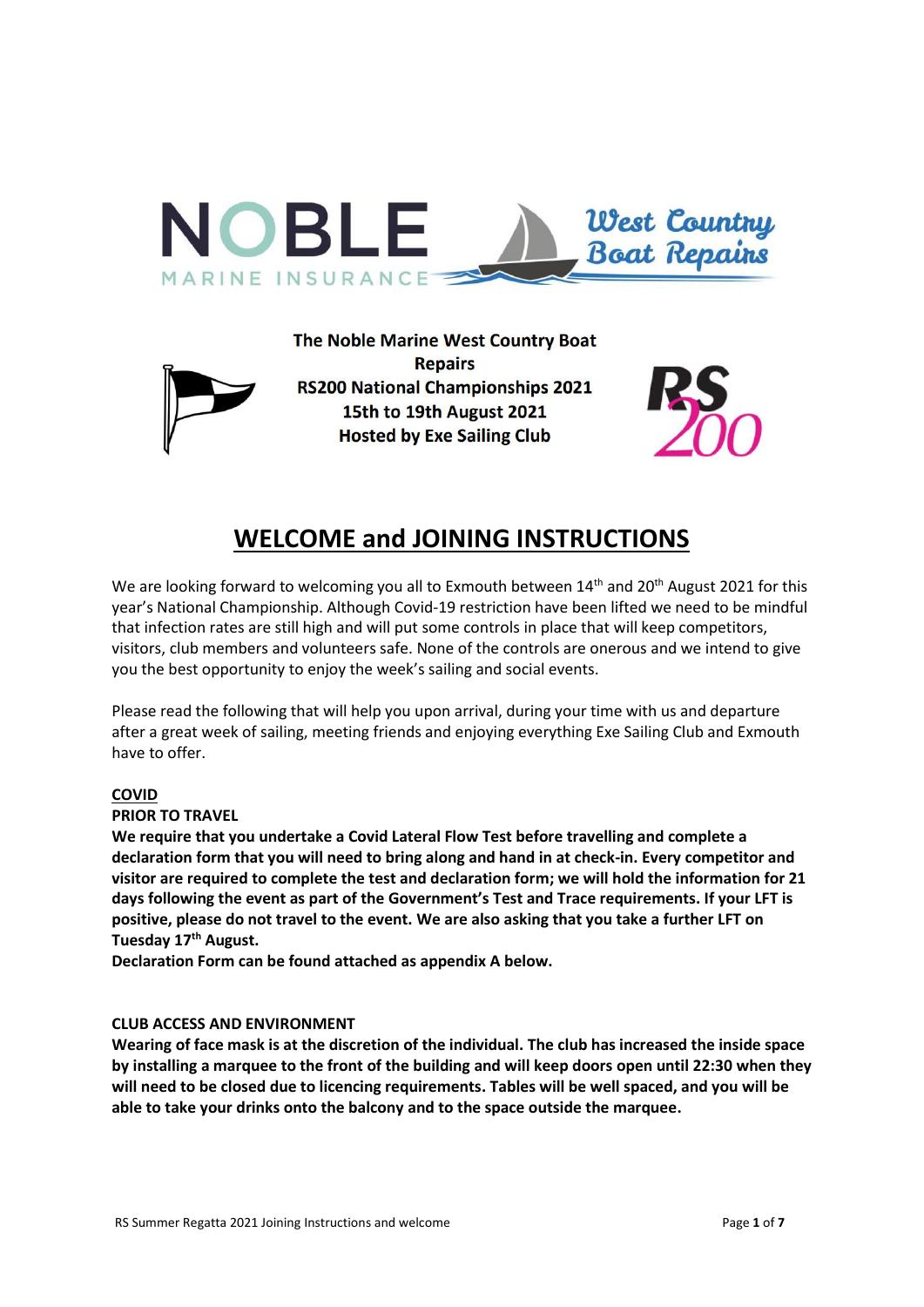NOBLE MARINE INSURANCE West Country Boat Repairs

**The Noble Marine West Country Boat Repairs RS200 National Championships 2021**
**15th to 19th August 2021**
**Hosted by Exe Sailing Club**

# WELCOME and JOINING INSTRUCTIONS

We are looking forward to welcoming you all to Exmouth between 14th and 20th August 2021 for this year's National Championship. Although Covid-19 restriction have been lifted we need to be mindful that infection rates are still high and will put some controls in place that will keep competitors, visitors, club members and volunteers safe. None of the controls are onerous and we intend to give you the best opportunity to enjoy the week's sailing and social events.

Please read the following that will help you upon arrival, during your time with us and departure after a great week of sailing, meeting friends and enjoying everything Exe Sailing Club and Exmouth have to offer.

## COVID

### PRIOR TO TRAVEL

**We require that you undertake a Covid Lateral Flow Test before travelling and complete a declaration form that you will need to bring along and hand in at check-in. Every competitor and visitor are required to complete the test and declaration form; we will hold the information for 21 days following the event as part of the Government's Test and Trace requirements. If your LFT is positive, please do not travel to the event. We are also asking that you take a further LFT on Tuesday 17th August.**

**Declaration Form can be found attached as appendix A below.**

### CLUB ACCESS AND ENVIRONMENT

**Wearing of face mask is at the discretion of the individual. The club has increased the inside space by installing a marquee to the front of the building and will keep doors open until 22:30 when they will need to be closed due to licencing requirements. Tables will be well spaced, and you will be able to take your drinks onto the balcony and to the space outside the marquee.**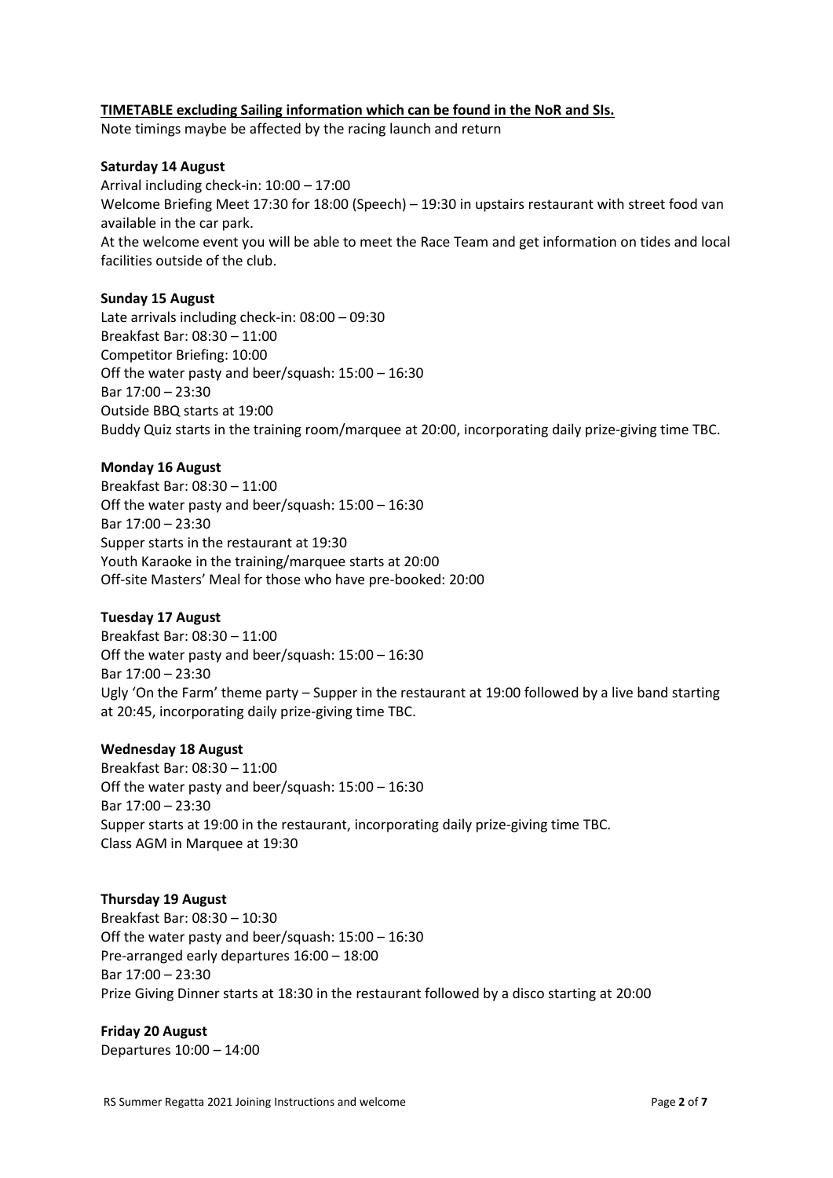**TIMETABLE excluding Sailing information which can be found in the NoR and SIs.**

Note timings maybe be affected by the racing launch and return

**Saturday 14 August**

Arrival including check-in: 10:00 – 17:00
Welcome Briefing Meet 17:30 for 18:00 (Speech) – 19:30 in upstairs restaurant with street food van available in the car park.
At the welcome event you will be able to meet the Race Team and get information on tides and local facilities outside of the club.

**Sunday 15 August**

Late arrivals including check-in: 08:00 – 09:30
Breakfast Bar: 08:30 – 11:00
Competitor Briefing: 10:00
Off the water pasty and beer/squash: 15:00 – 16:30
Bar 17:00 – 23:30
Outside BBQ starts at 19:00
Buddy Quiz starts in the training room/marquee at 20:00, incorporating daily prize-giving time TBC.

**Monday 16 August**

Breakfast Bar: 08:30 – 11:00
Off the water pasty and beer/squash: 15:00 – 16:30
Bar 17:00 – 23:30
Supper starts in the restaurant at 19:30
Youth Karaoke in the training/marquee starts at 20:00
Off-site Masters' Meal for those who have pre-booked: 20:00

**Tuesday 17 August**

Breakfast Bar: 08:30 – 11:00
Off the water pasty and beer/squash: 15:00 – 16:30
Bar 17:00 – 23:30
Ugly 'On the Farm' theme party – Supper in the restaurant at 19:00 followed by a live band starting at 20:45, incorporating daily prize-giving time TBC.

**Wednesday 18 August**

Breakfast Bar: 08:30 – 11:00
Off the water pasty and beer/squash: 15:00 – 16:30
Bar 17:00 – 23:30
Supper starts at 19:00 in the restaurant, incorporating daily prize-giving time TBC.
Class AGM in Marquee at 19:30

**Thursday 19 August**

Breakfast Bar: 08:30 – 10:30
Off the water pasty and beer/squash: 15:00 – 16:30
Pre-arranged early departures 16:00 – 18:00
Bar 17:00 – 23:30
Prize Giving Dinner starts at 18:30 in the restaurant followed by a disco starting at 20:00

**Friday 20 August**

Departures 10:00 – 14:00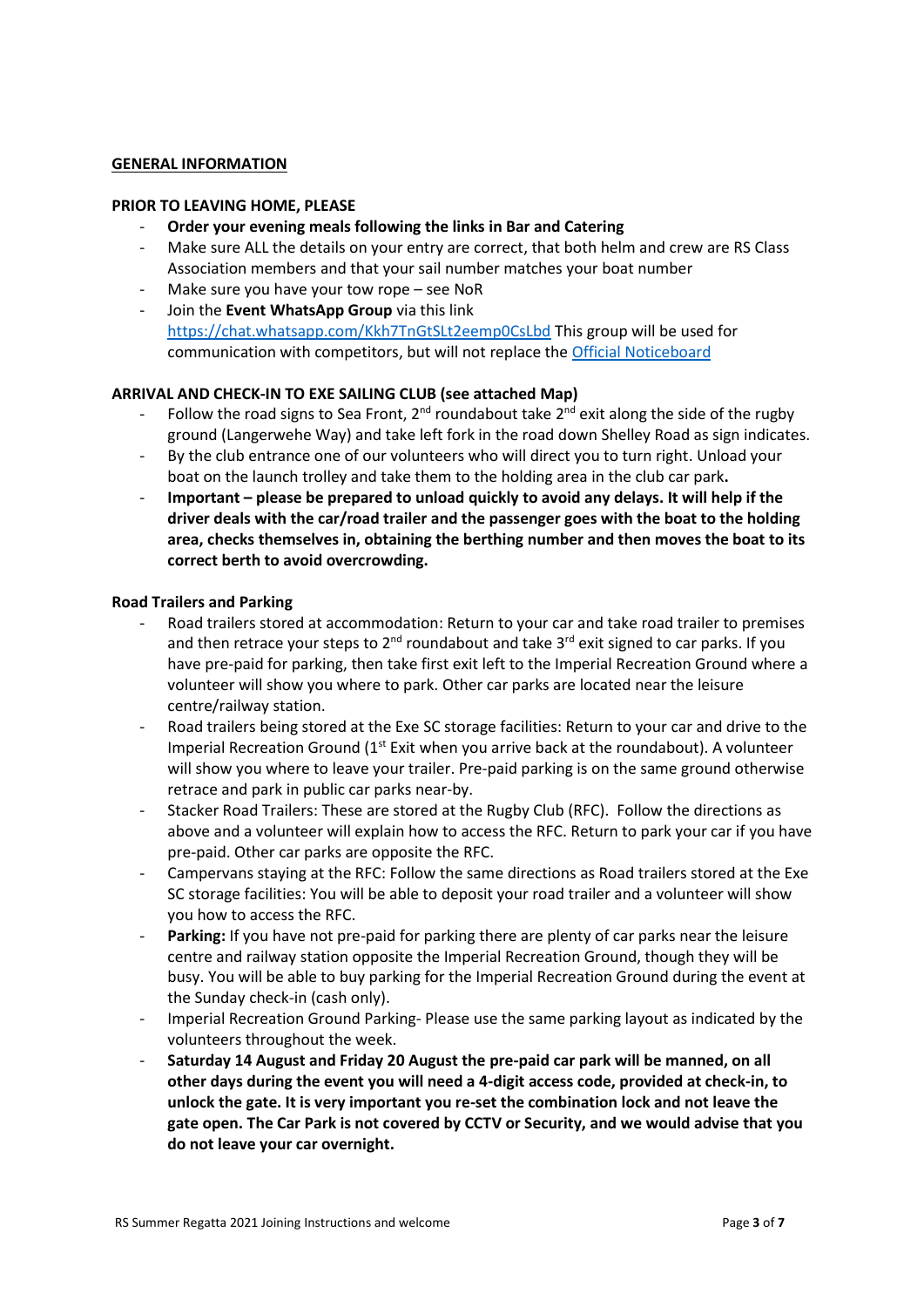## GENERAL INFORMATION

### PRIOR TO LEAVING HOME, PLEASE

- **Order your evening meals following the links in Bar and Catering**
- Make sure ALL the details on your entry are correct, that both helm and crew are RS Class Association members and that your sail number matches your boat number
- Make sure you have your tow rope – see NoR
- Join the **Event WhatsApp Group** via this link https://chat.whatsapp.com/Kkh7TnGtSLt2eemp0CsLbd This group will be used for communication with competitors, but will not replace the Official Noticeboard

### ARRIVAL AND CHECK-IN TO EXE SAILING CLUB (see attached Map)

- Follow the road signs to Sea Front, 2nd roundabout take 2nd exit along the side of the rugby ground (Langerwehe Way) and take left fork in the road down Shelley Road as sign indicates.
- By the club entrance one of our volunteers who will direct you to turn right. Unload your boat on the launch trolley and take them to the holding area in the club car park**.**
- **Important – please be prepared to unload quickly to avoid any delays. It will help if the driver deals with the car/road trailer and the passenger goes with the boat to the holding area, checks themselves in, obtaining the berthing number and then moves the boat to its correct berth to avoid overcrowding.**

### Road Trailers and Parking

- Road trailers stored at accommodation: Return to your car and take road trailer to premises and then retrace your steps to 2nd roundabout and take 3rd exit signed to car parks. If you have pre-paid for parking, then take first exit left to the Imperial Recreation Ground where a volunteer will show you where to park. Other car parks are located near the leisure centre/railway station.
- Road trailers being stored at the Exe SC storage facilities: Return to your car and drive to the Imperial Recreation Ground (1st Exit when you arrive back at the roundabout). A volunteer will show you where to leave your trailer. Pre-paid parking is on the same ground otherwise retrace and park in public car parks near-by.
- Stacker Road Trailers: These are stored at the Rugby Club (RFC). Follow the directions as above and a volunteer will explain how to access the RFC. Return to park your car if you have pre-paid. Other car parks are opposite the RFC.
- Campervans staying at the RFC: Follow the same directions as Road trailers stored at the Exe SC storage facilities: You will be able to deposit your road trailer and a volunteer will show you how to access the RFC.
- **Parking:** If you have not pre-paid for parking there are plenty of car parks near the leisure centre and railway station opposite the Imperial Recreation Ground, though they will be busy. You will be able to buy parking for the Imperial Recreation Ground during the event at the Sunday check-in (cash only).
- Imperial Recreation Ground Parking- Please use the same parking layout as indicated by the volunteers throughout the week.
- **Saturday 14 August and Friday 20 August the pre-paid car park will be manned, on all other days during the event you will need a 4-digit access code, provided at check-in, to unlock the gate. It is very important you re-set the combination lock and not leave the gate open. The Car Park is not covered by CCTV or Security, and we would advise that you do not leave your car overnight.**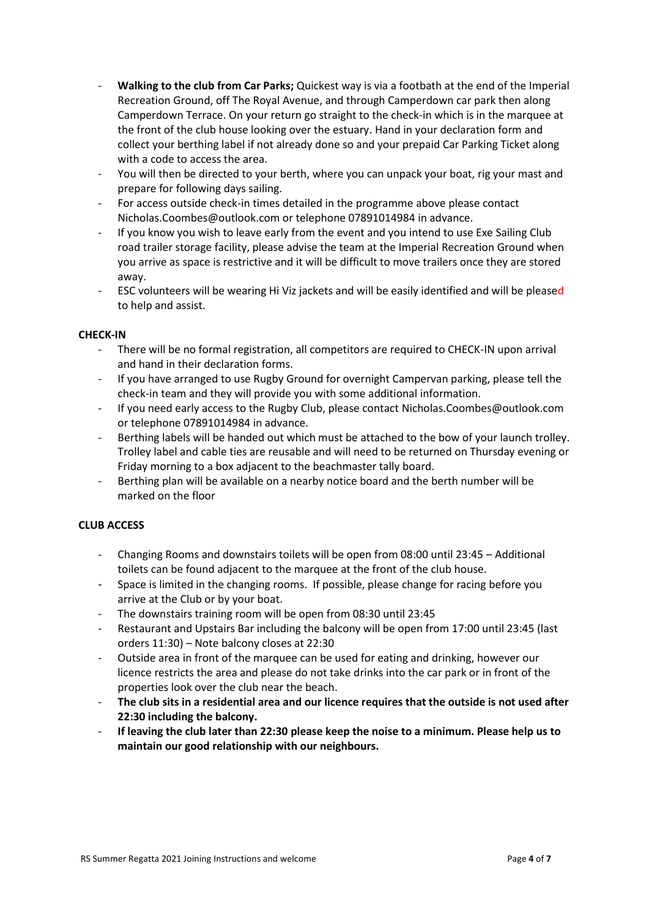- **Walking to the club from Car Parks;** Quickest way is via a footbath at the end of the Imperial Recreation Ground, off The Royal Avenue, and through Camperdown car park then along Camperdown Terrace. On your return go straight to the check-in which is in the marquee at the front of the club house looking over the estuary. Hand in your declaration form and collect your berthing label if not already done so and your prepaid Car Parking Ticket along with a code to access the area.
- You will then be directed to your berth, where you can unpack your boat, rig your mast and prepare for following days sailing.
- For access outside check-in times detailed in the programme above please contact Nicholas.Coombes@outlook.com or telephone 07891014984 in advance.
- If you know you wish to leave early from the event and you intend to use Exe Sailing Club road trailer storage facility, please advise the team at the Imperial Recreation Ground when you arrive as space is restrictive and it will be difficult to move trailers once they are stored away.
- ESC volunteers will be wearing Hi Viz jackets and will be easily identified and will be pleased to help and assist.

**CHECK-IN**

- There will be no formal registration, all competitors are required to CHECK-IN upon arrival and hand in their declaration forms.
- If you have arranged to use Rugby Ground for overnight Campervan parking, please tell the check-in team and they will provide you with some additional information.
- If you need early access to the Rugby Club, please contact Nicholas.Coombes@outlook.com or telephone 07891014984 in advance.
- Berthing labels will be handed out which must be attached to the bow of your launch trolley. Trolley label and cable ties are reusable and will need to be returned on Thursday evening or Friday morning to a box adjacent to the beachmaster tally board.
- Berthing plan will be available on a nearby notice board and the berth number will be marked on the floor

**CLUB ACCESS**

- Changing Rooms and downstairs toilets will be open from 08:00 until 23:45 – Additional toilets can be found adjacent to the marquee at the front of the club house.
- Space is limited in the changing rooms. If possible, please change for racing before you arrive at the Club or by your boat.
- The downstairs training room will be open from 08:30 until 23:45
- Restaurant and Upstairs Bar including the balcony will be open from 17:00 until 23:45 (last orders 11:30) – Note balcony closes at 22:30
- Outside area in front of the marquee can be used for eating and drinking, however our licence restricts the area and please do not take drinks into the car park or in front of the properties look over the club near the beach.
- **The club sits in a residential area and our licence requires that the outside is not used after 22:30 including the balcony.**
- **If leaving the club later than 22:30 please keep the noise to a minimum. Please help us to maintain our good relationship with our neighbours.**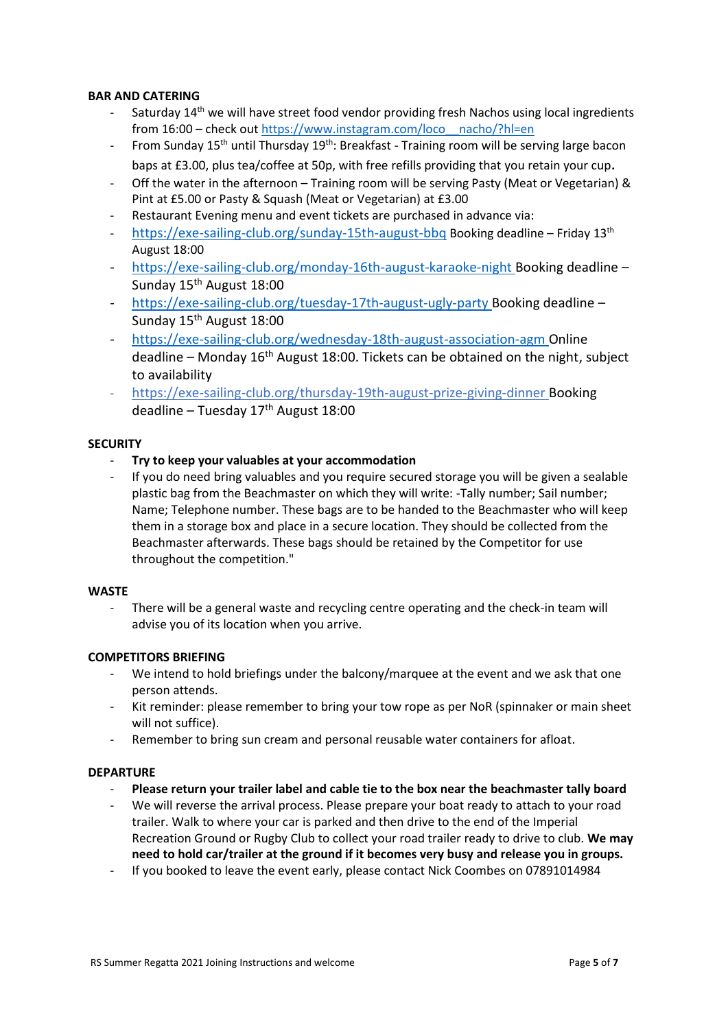**BAR AND CATERING**

- Saturday 14th we will have street food vendor providing fresh Nachos using local ingredients from 16:00 – check out https://www.instagram.com/loco__nacho/?hl=en
- From Sunday 15th until Thursday 19th: Breakfast - Training room will be serving large bacon baps at £3.00, plus tea/coffee at 50p, with free refills providing that you retain your cup.
- Off the water in the afternoon – Training room will be serving Pasty (Meat or Vegetarian) & Pint at £5.00 or Pasty & Squash (Meat or Vegetarian) at £3.00
- Restaurant Evening menu and event tickets are purchased in advance via:
- https://exe-sailing-club.org/sunday-15th-august-bbq Booking deadline – Friday 13th August 18:00
- https://exe-sailing-club.org/monday-16th-august-karaoke-night Booking deadline – Sunday 15th August 18:00
- https://exe-sailing-club.org/tuesday-17th-august-ugly-party Booking deadline – Sunday 15th August 18:00
- https://exe-sailing-club.org/wednesday-18th-august-association-agm Online deadline – Monday 16th August 18:00. Tickets can be obtained on the night, subject to availability
- https://exe-sailing-club.org/thursday-19th-august-prize-giving-dinner Booking deadline – Tuesday 17th August 18:00

**SECURITY**

- **Try to keep your valuables at your accommodation**
- If you do need bring valuables and you require secured storage you will be given a sealable plastic bag from the Beachmaster on which they will write: -Tally number; Sail number; Name; Telephone number. These bags are to be handed to the Beachmaster who will keep them in a storage box and place in a secure location. They should be collected from the Beachmaster afterwards. These bags should be retained by the Competitor for use throughout the competition."

**WASTE**

- There will be a general waste and recycling centre operating and the check-in team will advise you of its location when you arrive.

**COMPETITORS BRIEFING**

- We intend to hold briefings under the balcony/marquee at the event and we ask that one person attends.
- Kit reminder: please remember to bring your tow rope as per NoR (spinnaker or main sheet will not suffice).
- Remember to bring sun cream and personal reusable water containers for afloat.

**DEPARTURE**

- **Please return your trailer label and cable tie to the box near the beachmaster tally board**
- We will reverse the arrival process. Please prepare your boat ready to attach to your road trailer. Walk to where your car is parked and then drive to the end of the Imperial Recreation Ground or Rugby Club to collect your road trailer ready to drive to club. **We may need to hold car/trailer at the ground if it becomes very busy and release you in groups.**
- If you booked to leave the event early, please contact Nick Coombes on 07891014984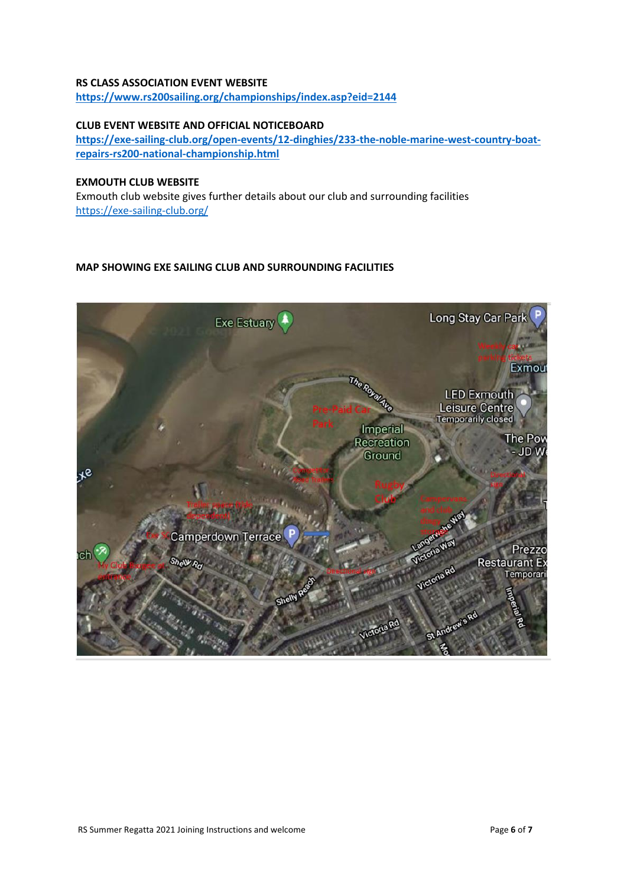**RS CLASS ASSOCIATION EVENT WEBSITE**
https://www.rs200sailing.org/championships/index.asp?eid=2144

**CLUB EVENT WEBSITE AND OFFICIAL NOTICEBOARD**
https://exe-sailing-club.org/open-events/12-dinghies/233-the-noble-marine-west-country-boat-repairs-rs200-national-championship.html

**EXMOUTH CLUB WEBSITE**
Exmouth club website gives further details about our club and surrounding facilities
https://exe-sailing-club.org/

**MAP SHOWING EXE SAILING CLUB AND SURROUNDING FACILITIES**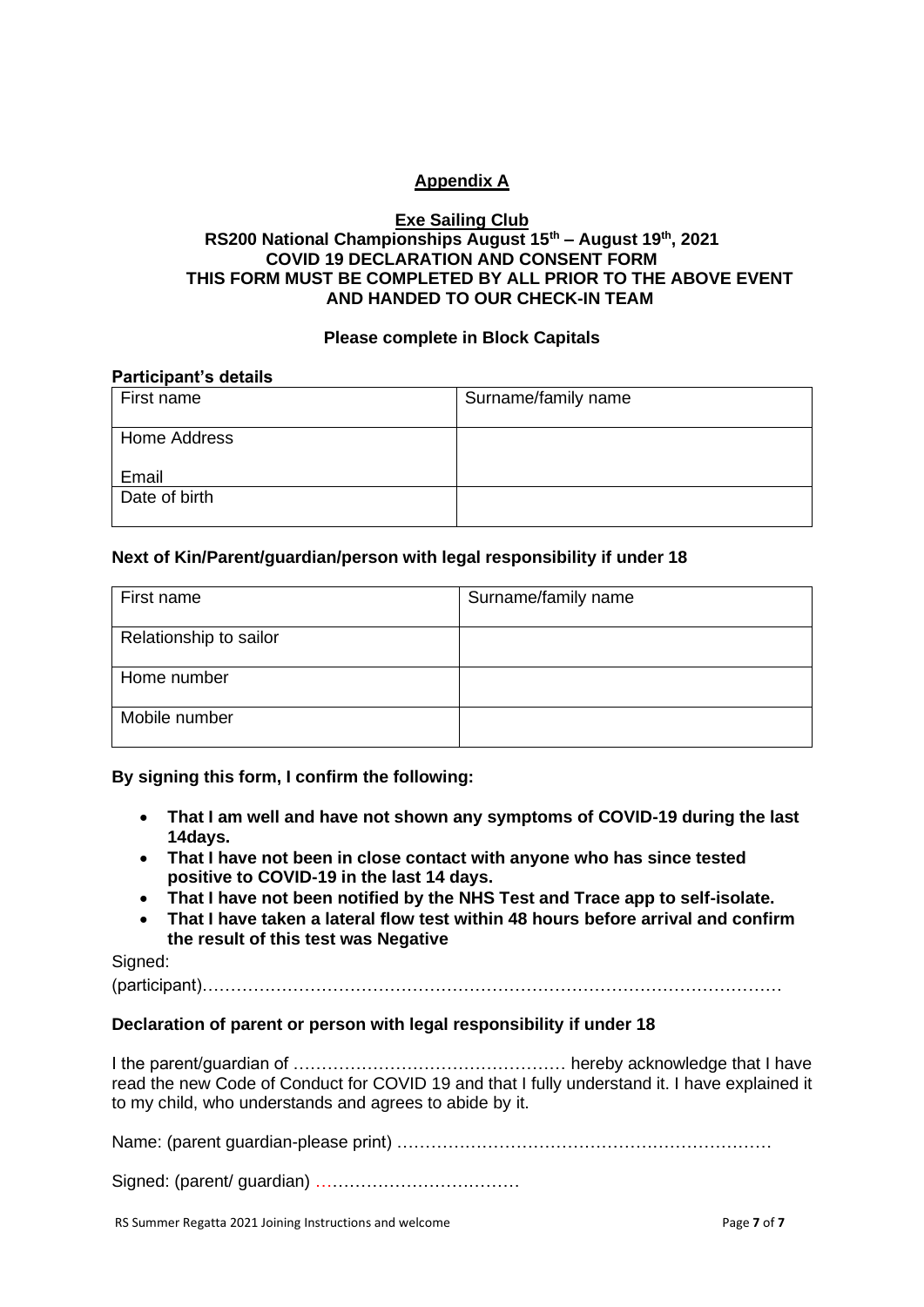## Appendix A

**Exe Sailing Club**
**RS200 National Championships August 15th – August 19th, 2021**
**COVID 19 DECLARATION AND CONSENT FORM**
**THIS FORM MUST BE COMPLETED BY ALL PRIOR TO THE ABOVE EVENT AND HANDED TO OUR CHECK-IN TEAM**

**Please complete in Block Capitals**

**Participant's details**

| | |
|---|---|
| First name | Surname/family name |
| Home Address<br><br>Email | |
| Date of birth | |

**Next of Kin/Parent/guardian/person with legal responsibility if under 18**

| | |
|---|---|
| First name | Surname/family name |
| Relationship to sailor | |
| Home number | |
| Mobile number | |

**By signing this form, I confirm the following:**

- **That I am well and have not shown any symptoms of COVID-19 during the last 14days.**
- **That I have not been in close contact with anyone who has since tested positive to COVID-19 in the last 14 days.**
- **That I have not been notified by the NHS Test and Trace app to self-isolate.**
- **That I have taken a lateral flow test within 48 hours before arrival and confirm the result of this test was Negative**

Signed:
(participant)……………………………………………………………………………………….

**Declaration of parent or person with legal responsibility if under 18**

I the parent/guardian of ………………………………………… hereby acknowledge that I have read the new Code of Conduct for COVID 19 and that I fully understand it. I have explained it to my child, who understands and agrees to abide by it.

Name: (parent guardian-please print) …………………………………………………………

Signed: (parent/ guardian) ………………………………